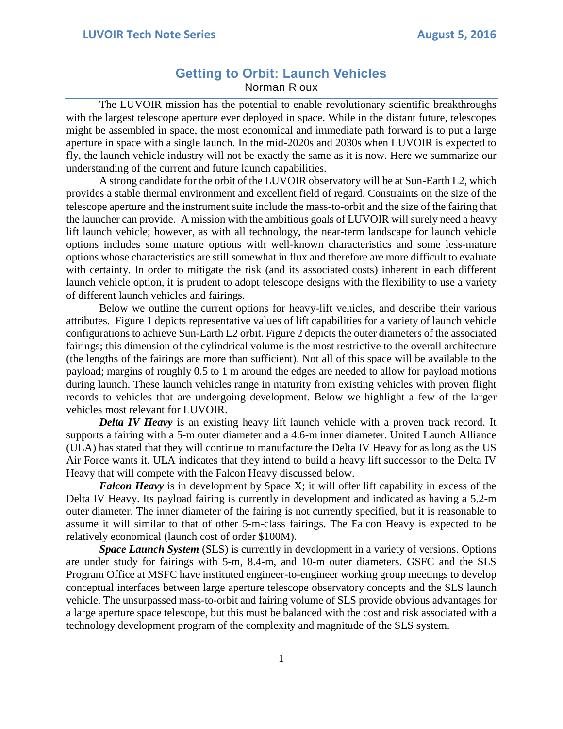# Getting to Orbit: Launch Vehicles

Norman Rioux

The LUVOIR mission has the potential to enable revolutionary scientific breakthroughs with the largest telescope aperture ever deployed in space. While in the distant future, telescopes might be assembled in space, the most economical and immediate path forward is to put a large aperture in space with a single launch. In the mid-2020s and 2030s when LUVOIR is expected to fly, the launch vehicle industry will not be exactly the same as it is now. Here we summarize our understanding of the current and future launch capabilities.

A strong candidate for the orbit of the LUVOIR observatory will be at Sun-Earth L2, which provides a stable thermal environment and excellent field of regard. Constraints on the size of the telescope aperture and the instrument suite include the mass-to-orbit and the size of the fairing that the launcher can provide. A mission with the ambitious goals of LUVOIR will surely need a heavy lift launch vehicle; however, as with all technology, the near-term landscape for launch vehicle options includes some mature options with well-known characteristics and some less-mature options whose characteristics are still somewhat in flux and therefore are more difficult to evaluate with certainty. In order to mitigate the risk (and its associated costs) inherent in each different launch vehicle option, it is prudent to adopt telescope designs with the flexibility to use a variety of different launch vehicles and fairings.

Below we outline the current options for heavy-lift vehicles, and describe their various attributes. Figure 1 depicts representative values of lift capabilities for a variety of launch vehicle configurations to achieve Sun-Earth L2 orbit. Figure 2 depicts the outer diameters of the associated fairings; this dimension of the cylindrical volume is the most restrictive to the overall architecture (the lengths of the fairings are more than sufficient). Not all of this space will be available to the payload; margins of roughly 0.5 to 1 m around the edges are needed to allow for payload motions during launch. These launch vehicles range in maturity from existing vehicles with proven flight records to vehicles that are undergoing development. Below we highlight a few of the larger vehicles most relevant for LUVOIR.

***Delta IV Heavy*** is an existing heavy lift launch vehicle with a proven track record. It supports a fairing with a 5-m outer diameter and a 4.6-m inner diameter. United Launch Alliance (ULA) has stated that they will continue to manufacture the Delta IV Heavy for as long as the US Air Force wants it. ULA indicates that they intend to build a heavy lift successor to the Delta IV Heavy that will compete with the Falcon Heavy discussed below.

***Falcon Heavy*** is in development by Space X; it will offer lift capability in excess of the Delta IV Heavy. Its payload fairing is currently in development and indicated as having a 5.2-m outer diameter. The inner diameter of the fairing is not currently specified, but it is reasonable to assume it will similar to that of other 5-m-class fairings. The Falcon Heavy is expected to be relatively economical (launch cost of order $100M).

***Space Launch System*** (SLS) is currently in development in a variety of versions. Options are under study for fairings with 5-m, 8.4-m, and 10-m outer diameters. GSFC and the SLS Program Office at MSFC have instituted engineer-to-engineer working group meetings to develop conceptual interfaces between large aperture telescope observatory concepts and the SLS launch vehicle. The unsurpassed mass-to-orbit and fairing volume of SLS provide obvious advantages for a large aperture space telescope, but this must be balanced with the cost and risk associated with a technology development program of the complexity and magnitude of the SLS system.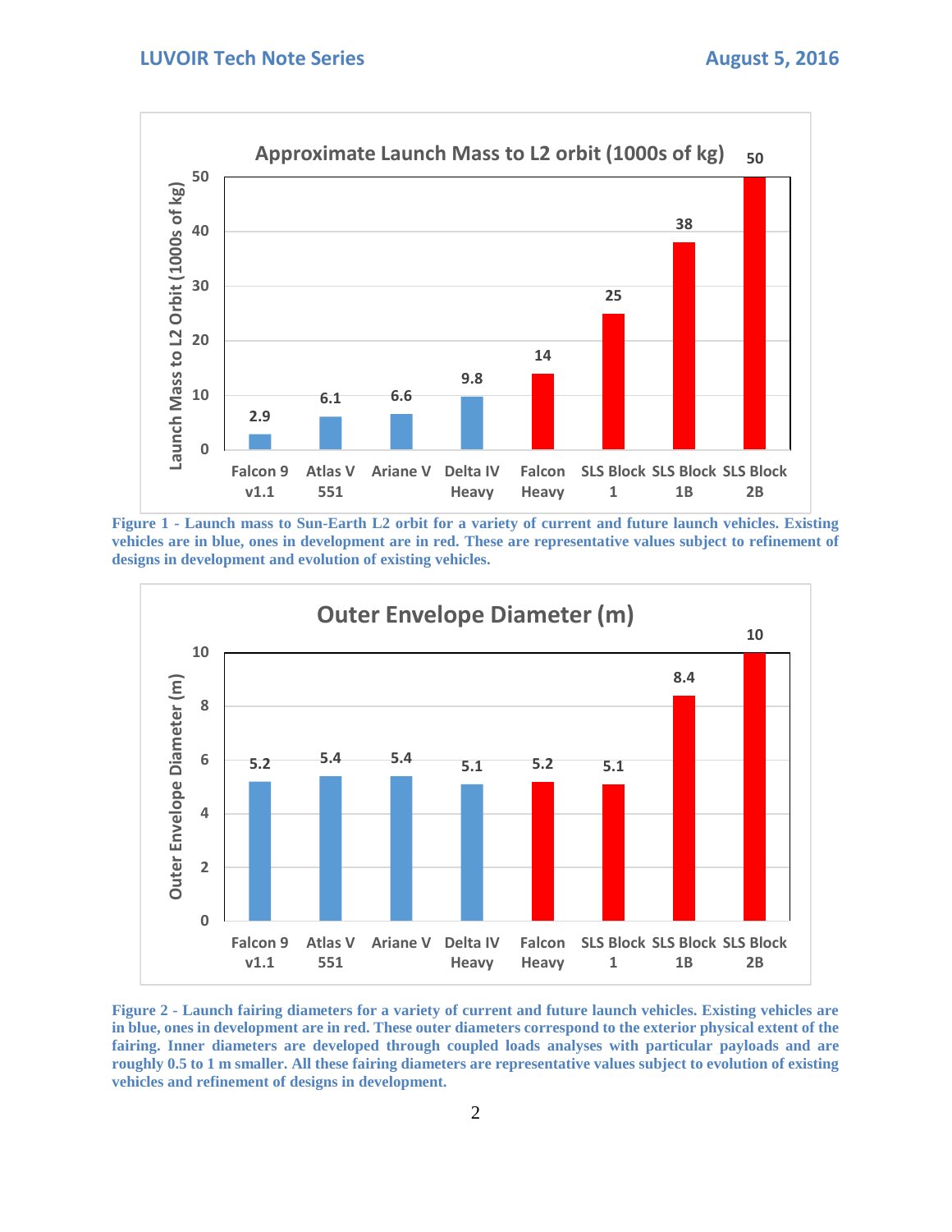Approximate Launch Mass to L2 orbit (1000s of kg)

Launch Mass to L2 Orbit (1000s of kg)

0
10
20
30
40
50

2.9
6.1
6.6
9.8
14
25
38
50

Falcon 9 v1.1
Atlas V 551
Ariane V
Delta IV Heavy
Falcon Heavy
SLS Block 1
SLS Block 1B
SLS Block 2B

**Figure 1 - Launch mass to Sun-Earth L2 orbit for a variety of current and future launch vehicles. Existing vehicles are in blue, ones in development are in red. These are representative values subject to refinement of designs in development and evolution of existing vehicles.**

Outer Envelope Diameter (m)

Outer Envelope Diameter (m)

0
2
4
6
8
10

5.2
5.4
5.4
5.1
5.2
5.1
8.4
10

Falcon 9 v1.1
Atlas V 551
Ariane V
Delta IV Heavy
Falcon Heavy
SLS Block 1
SLS Block 1B
SLS Block 2B

**Figure 2 - Launch fairing diameters for a variety of current and future launch vehicles. Existing vehicles are in blue, ones in development are in red. These outer diameters correspond to the exterior physical extent of the fairing. Inner diameters are developed through coupled loads analyses with particular payloads and are roughly 0.5 to 1 m smaller. All these fairing diameters are representative values subject to evolution of existing vehicles and refinement of designs in development.**